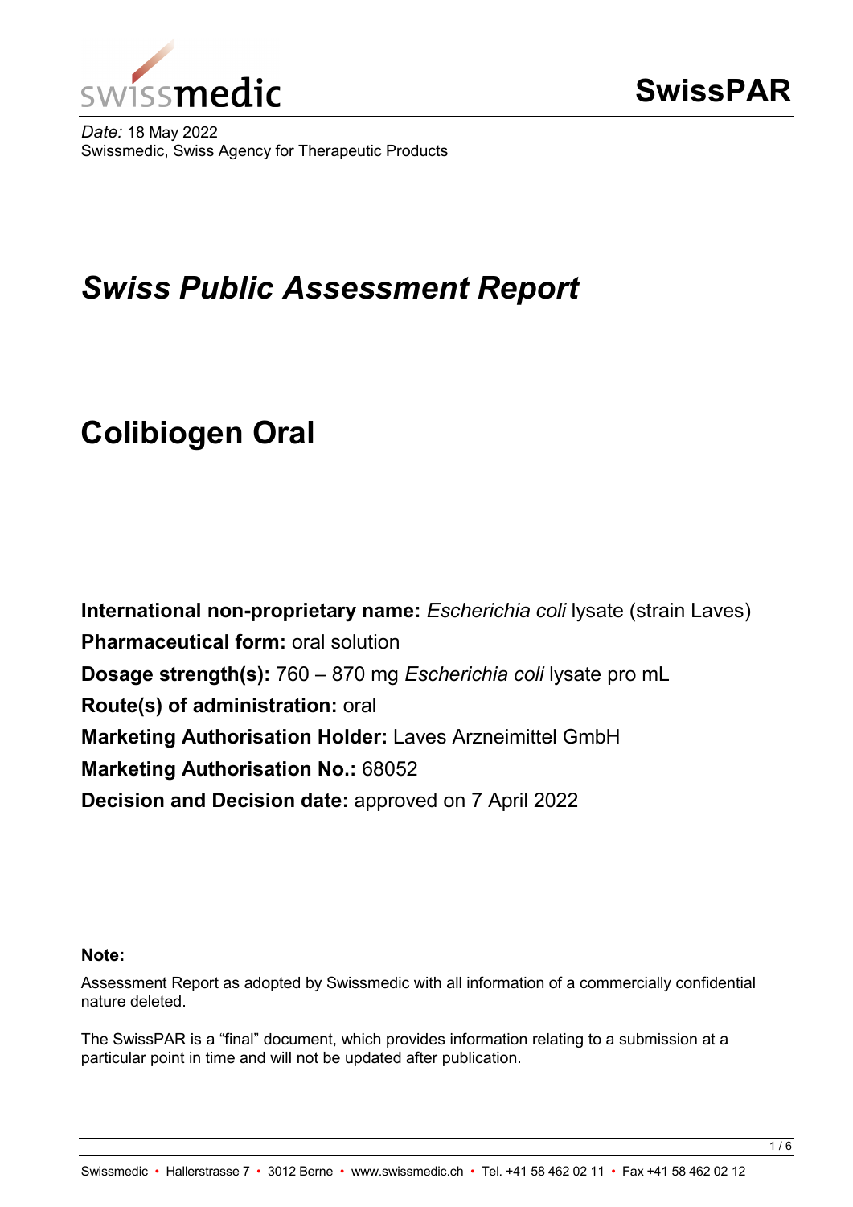swissmedic

# SwissPAR

*Date:* 18 May 2022
Swissmedic, Swiss Agency for Therapeutic Products

# *Swiss Public Assessment Report*

# Colibiogen Oral

**International non-proprietary name:** *Escherichia coli* lysate (strain Laves)
**Pharmaceutical form:** oral solution
**Dosage strength(s):** 760 – 870 mg *Escherichia coli* lysate pro mL
**Route(s) of administration:** oral
**Marketing Authorisation Holder:** Laves Arzneimittel GmbH
**Marketing Authorisation No.:** 68052
**Decision and Decision date:** approved on 7 April 2022

**Note:**

Assessment Report as adopted by Swissmedic with all information of a commercially confidential nature deleted.

The SwissPAR is a “final” document, which provides information relating to a submission at a particular point in time and will not be updated after publication.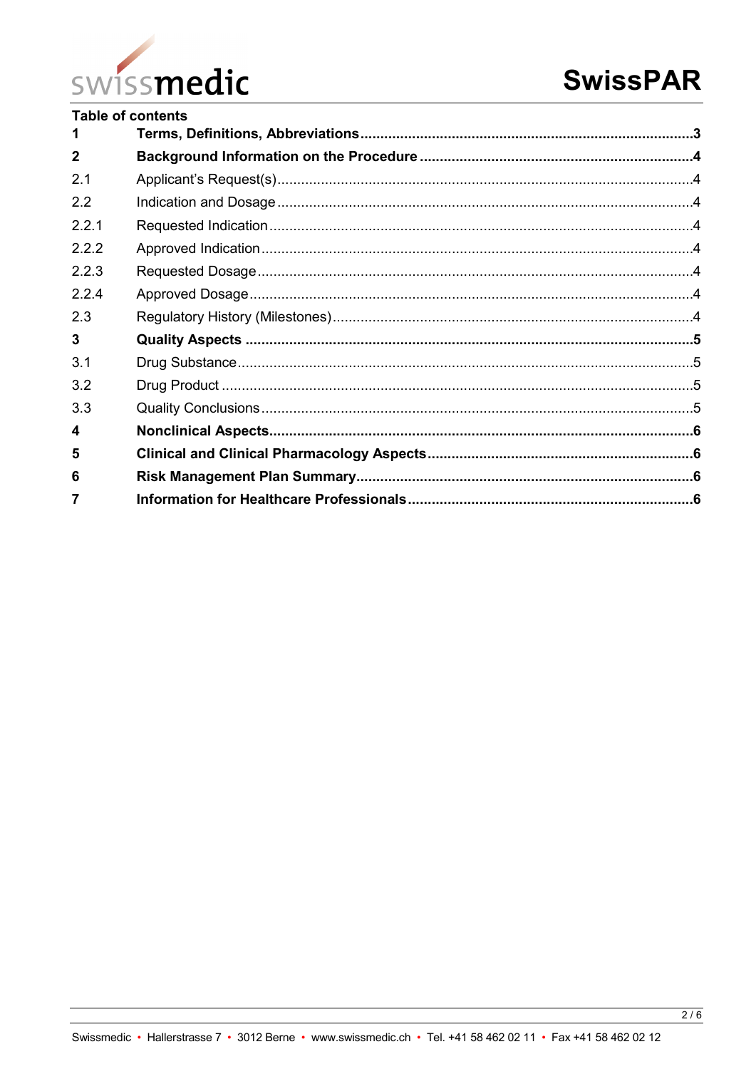**Table of contents**

| | | |
|---|---|---|
| **1** | **Terms, Definitions, Abbreviations** | **3** |
| **2** | **Background Information on the Procedure** | **4** |
| 2.1 | Applicant's Request(s) | 4 |
| 2.2 | Indication and Dosage | 4 |
| 2.2.1 | Requested Indication | 4 |
| 2.2.2 | Approved Indication | 4 |
| 2.2.3 | Requested Dosage | 4 |
| 2.2.4 | Approved Dosage | 4 |
| 2.3 | Regulatory History (Milestones) | 4 |
| **3** | **Quality Aspects** | **5** |
| 3.1 | Drug Substance | 5 |
| 3.2 | Drug Product | 5 |
| 3.3 | Quality Conclusions | 5 |
| **4** | **Nonclinical Aspects** | **6** |
| **5** | **Clinical and Clinical Pharmacology Aspects** | **6** |
| **6** | **Risk Management Plan Summary** | **6** |
| **7** | **Information for Healthcare Professionals** | **6** |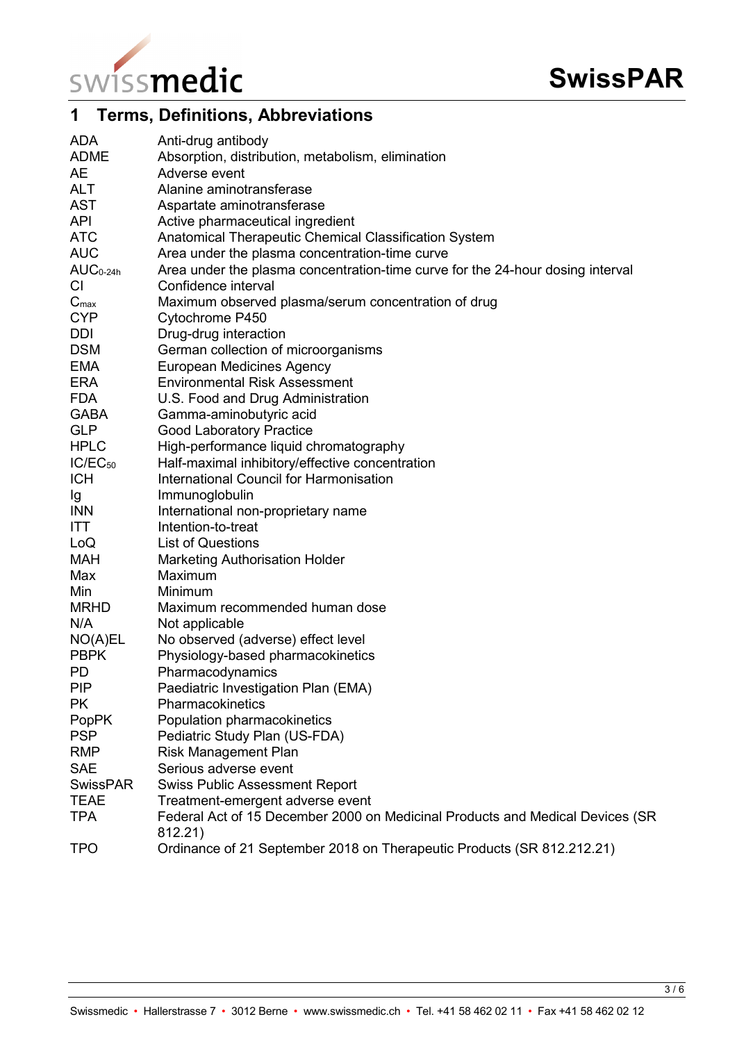# 1 Terms, Definitions, Abbreviations

| | |
|---|---|
| ADA | Anti-drug antibody |
| ADME | Absorption, distribution, metabolism, elimination |
| AE | Adverse event |
| ALT | Alanine aminotransferase |
| AST | Aspartate aminotransferase |
| API | Active pharmaceutical ingredient |
| ATC | Anatomical Therapeutic Chemical Classification System |
| AUC | Area under the plasma concentration-time curve |
| $AUC_{0-24h}$ | Area under the plasma concentration-time curve for the 24-hour dosing interval |
| CI | Confidence interval |
| $C_{max}$ | Maximum observed plasma/serum concentration of drug |
| CYP | Cytochrome P450 |
| DDI | Drug-drug interaction |
| DSM | German collection of microorganisms |
| EMA | European Medicines Agency |
| ERA | Environmental Risk Assessment |
| FDA | U.S. Food and Drug Administration |
| GABA | Gamma-aminobutyric acid |
| GLP | Good Laboratory Practice |
| HPLC | High-performance liquid chromatography |
| $IC/EC_{50}$ | Half-maximal inhibitory/effective concentration |
| ICH | International Council for Harmonisation |
| Ig | Immunoglobulin |
| INN | International non-proprietary name |
| ITT | Intention-to-treat |
| LoQ | List of Questions |
| MAH | Marketing Authorisation Holder |
| Max | Maximum |
| Min | Minimum |
| MRHD | Maximum recommended human dose |
| N/A | Not applicable |
| NO(A)EL | No observed (adverse) effect level |
| PBPK | Physiology-based pharmacokinetics |
| PD | Pharmacodynamics |
| PIP | Paediatric Investigation Plan (EMA) |
| PK | Pharmacokinetics |
| PopPK | Population pharmacokinetics |
| PSP | Pediatric Study Plan (US-FDA) |
| RMP | Risk Management Plan |
| SAE | Serious adverse event |
| SwissPAR | Swiss Public Assessment Report |
| TEAE | Treatment-emergent adverse event |
| TPA | Federal Act of 15 December 2000 on Medicinal Products and Medical Devices (SR 812.21) |
| TPO | Ordinance of 21 September 2018 on Therapeutic Products (SR 812.212.21) |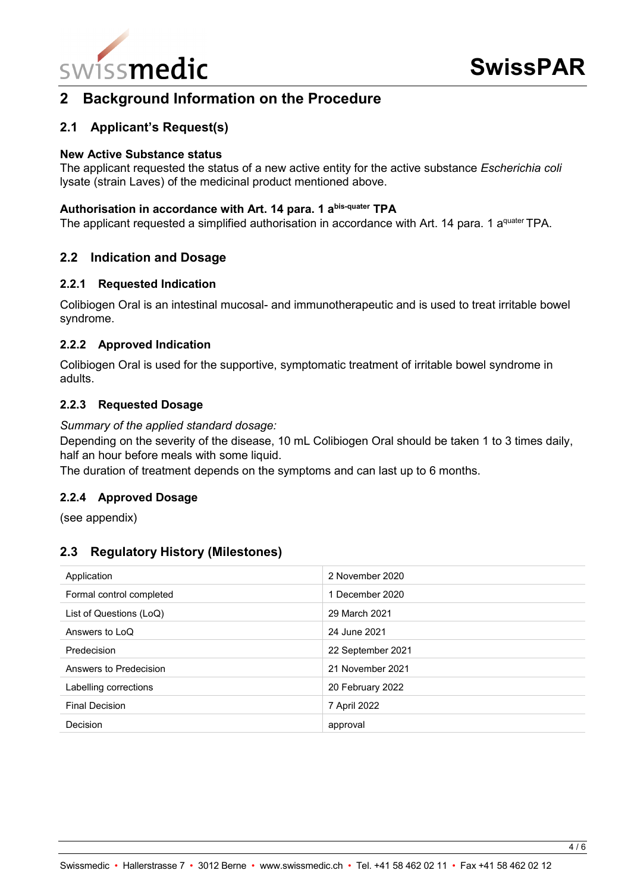## 2 Background Information on the Procedure

### 2.1 Applicant's Request(s)

**New Active Substance status**

The applicant requested the status of a new active entity for the active substance *Escherichia coli* lysate (strain Laves) of the medicinal product mentioned above.

**Authorisation in accordance with Art. 14 para. 1 a$^{bis\text{-}quater}$ TPA**

The applicant requested a simplified authorisation in accordance with Art. 14 para. 1 a$^{quater}$ TPA.

### 2.2 Indication and Dosage

#### 2.2.1 Requested Indication

Colibiogen Oral is an intestinal mucosal- and immunotherapeutic and is used to treat irritable bowel syndrome.

#### 2.2.2 Approved Indication

Colibiogen Oral is used for the supportive, symptomatic treatment of irritable bowel syndrome in adults.

#### 2.2.3 Requested Dosage

*Summary of the applied standard dosage:*

Depending on the severity of the disease, 10 mL Colibiogen Oral should be taken 1 to 3 times daily, half an hour before meals with some liquid.

The duration of treatment depends on the symptoms and can last up to 6 months.

#### 2.2.4 Approved Dosage

(see appendix)

### 2.3 Regulatory History (Milestones)

| | |
|---|---|
| Application | 2 November 2020 |
| Formal control completed | 1 December 2020 |
| List of Questions (LoQ) | 29 March 2021 |
| Answers to LoQ | 24 June 2021 |
| Predecision | 22 September 2021 |
| Answers to Predecision | 21 November 2021 |
| Labelling corrections | 20 February 2022 |
| Final Decision | 7 April 2022 |
| Decision | approval |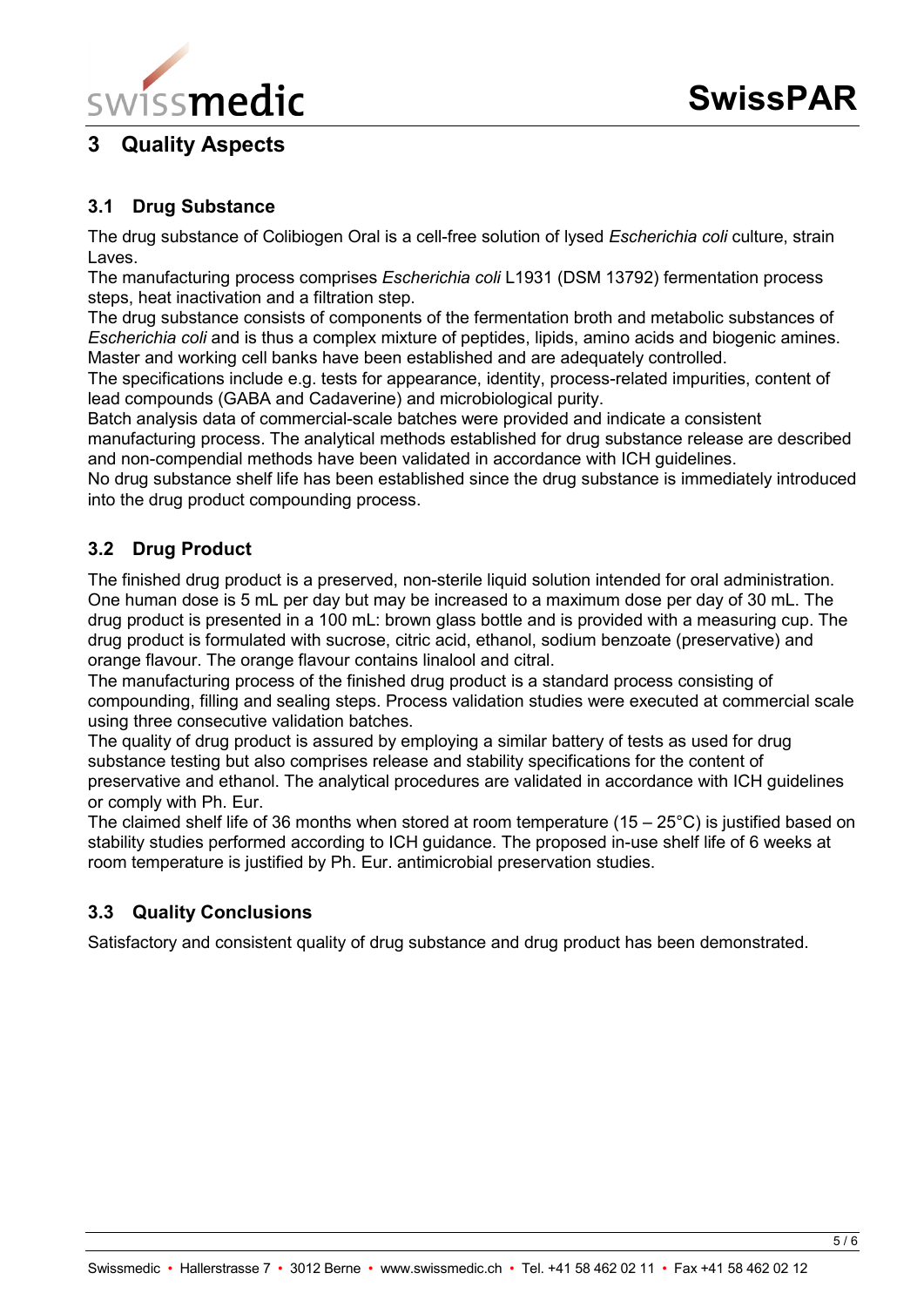# 3 Quality Aspects

## 3.1 Drug Substance

The drug substance of Colibiogen Oral is a cell-free solution of lysed *Escherichia coli* culture, strain Laves.

The manufacturing process comprises *Escherichia coli* L1931 (DSM 13792) fermentation process steps, heat inactivation and a filtration step.

The drug substance consists of components of the fermentation broth and metabolic substances of *Escherichia coli* and is thus a complex mixture of peptides, lipids, amino acids and biogenic amines. Master and working cell banks have been established and are adequately controlled.

The specifications include e.g. tests for appearance, identity, process-related impurities, content of lead compounds (GABA and Cadaverine) and microbiological purity.

Batch analysis data of commercial-scale batches were provided and indicate a consistent manufacturing process. The analytical methods established for drug substance release are described and non-compendial methods have been validated in accordance with ICH guidelines.

No drug substance shelf life has been established since the drug substance is immediately introduced into the drug product compounding process.

## 3.2 Drug Product

The finished drug product is a preserved, non-sterile liquid solution intended for oral administration. One human dose is 5 mL per day but may be increased to a maximum dose per day of 30 mL. The drug product is presented in a 100 mL: brown glass bottle and is provided with a measuring cup. The drug product is formulated with sucrose, citric acid, ethanol, sodium benzoate (preservative) and orange flavour. The orange flavour contains linalool and citral.

The manufacturing process of the finished drug product is a standard process consisting of compounding, filling and sealing steps. Process validation studies were executed at commercial scale using three consecutive validation batches.

The quality of drug product is assured by employing a similar battery of tests as used for drug substance testing but also comprises release and stability specifications for the content of preservative and ethanol. The analytical procedures are validated in accordance with ICH guidelines or comply with Ph. Eur.

The claimed shelf life of 36 months when stored at room temperature (15 – 25°C) is justified based on stability studies performed according to ICH guidance. The proposed in-use shelf life of 6 weeks at room temperature is justified by Ph. Eur. antimicrobial preservation studies.

## 3.3 Quality Conclusions

Satisfactory and consistent quality of drug substance and drug product has been demonstrated.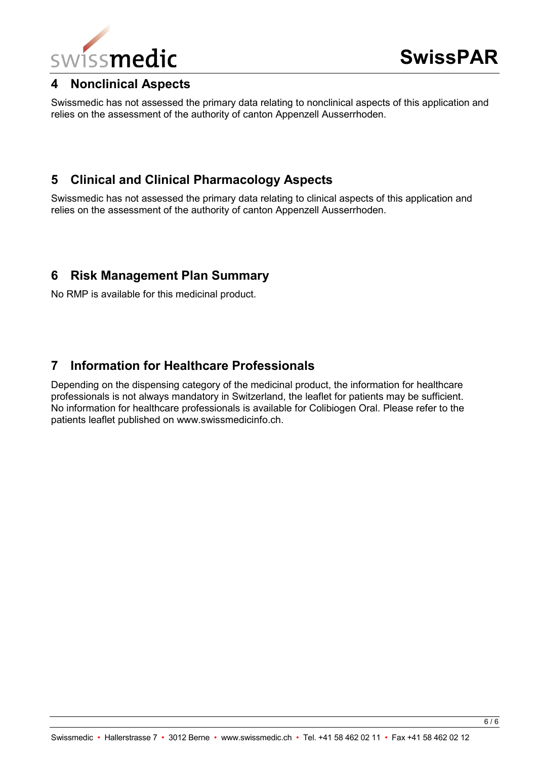## 4 Nonclinical Aspects

Swissmedic has not assessed the primary data relating to nonclinical aspects of this application and relies on the assessment of the authority of canton Appenzell Ausserrhoden.

## 5 Clinical and Clinical Pharmacology Aspects

Swissmedic has not assessed the primary data relating to clinical aspects of this application and relies on the assessment of the authority of canton Appenzell Ausserrhoden.

## 6 Risk Management Plan Summary

No RMP is available for this medicinal product.

## 7 Information for Healthcare Professionals

Depending on the dispensing category of the medicinal product, the information for healthcare professionals is not always mandatory in Switzerland, the leaflet for patients may be sufficient. No information for healthcare professionals is available for Colibiogen Oral. Please refer to the patients leaflet published on www.swissmedicinfo.ch.